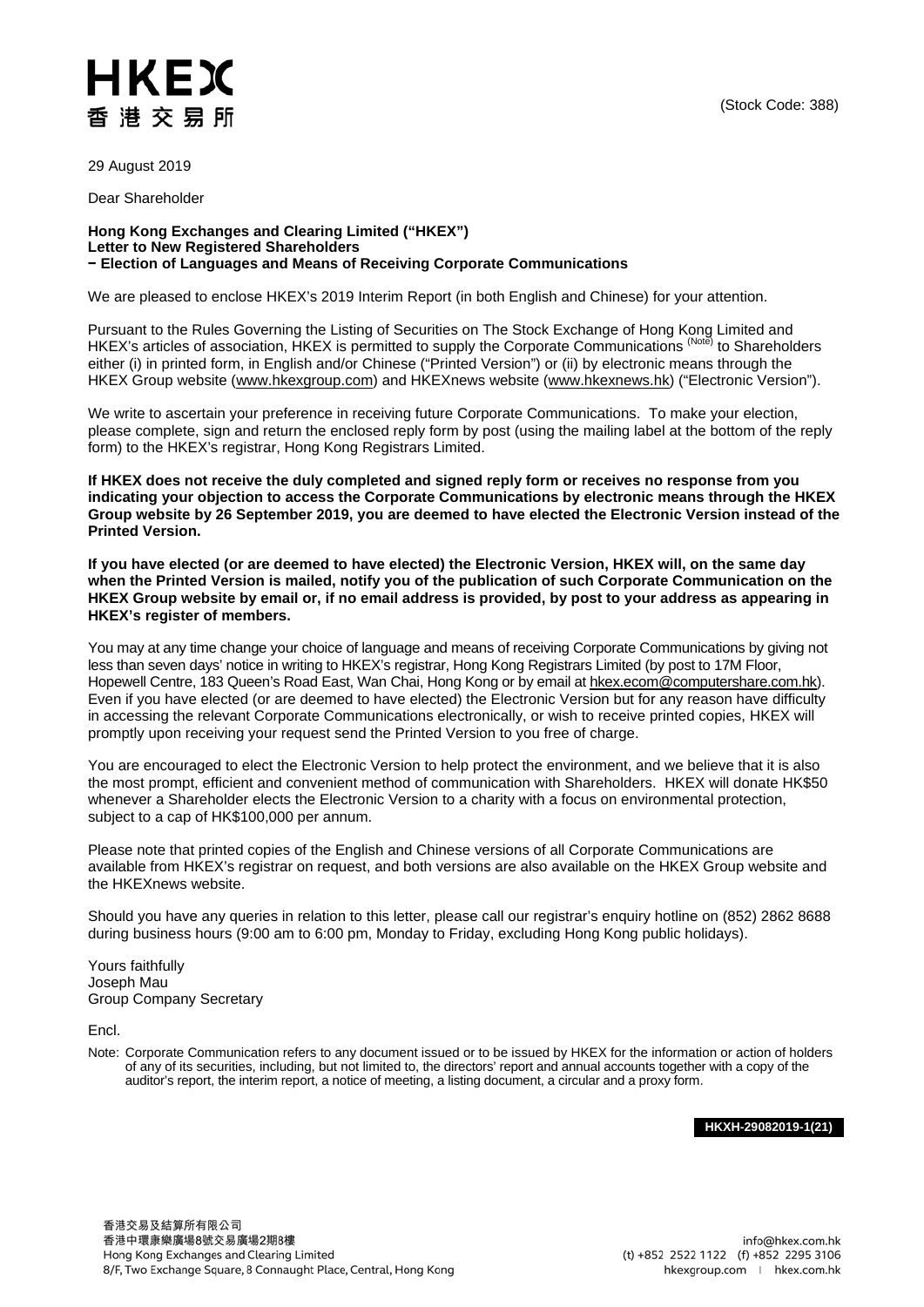HKEX
香港交易所

(Stock Code: 388)

29 August 2019

Dear Shareholder

**Hong Kong Exchanges and Clearing Limited ("HKEX")**
**Letter to New Registered Shareholders**
**− Election of Languages and Means of Receiving Corporate Communications**

We are pleased to enclose HKEX's 2019 Interim Report (in both English and Chinese) for your attention.

Pursuant to the Rules Governing the Listing of Securities on The Stock Exchange of Hong Kong Limited and HKEX's articles of association, HKEX is permitted to supply the Corporate Communications (Note) to Shareholders either (i) in printed form, in English and/or Chinese ("Printed Version") or (ii) by electronic means through the HKEX Group website (www.hkexgroup.com) and HKEXnews website (www.hkexnews.hk) ("Electronic Version").

We write to ascertain your preference in receiving future Corporate Communications. To make your election, please complete, sign and return the enclosed reply form by post (using the mailing label at the bottom of the reply form) to the HKEX's registrar, Hong Kong Registrars Limited.

**If HKEX does not receive the duly completed and signed reply form or receives no response from you indicating your objection to access the Corporate Communications by electronic means through the HKEX Group website by 26 September 2019, you are deemed to have elected the Electronic Version instead of the Printed Version.**

**If you have elected (or are deemed to have elected) the Electronic Version, HKEX will, on the same day when the Printed Version is mailed, notify you of the publication of such Corporate Communication on the HKEX Group website by email or, if no email address is provided, by post to your address as appearing in HKEX's register of members.**

You may at any time change your choice of language and means of receiving Corporate Communications by giving not less than seven days' notice in writing to HKEX's registrar, Hong Kong Registrars Limited (by post to 17M Floor, Hopewell Centre, 183 Queen's Road East, Wan Chai, Hong Kong or by email at hkex.ecom@computershare.com.hk). Even if you have elected (or are deemed to have elected) the Electronic Version but for any reason have difficulty in accessing the relevant Corporate Communications electronically, or wish to receive printed copies, HKEX will promptly upon receiving your request send the Printed Version to you free of charge.

You are encouraged to elect the Electronic Version to help protect the environment, and we believe that it is also the most prompt, efficient and convenient method of communication with Shareholders. HKEX will donate HK$50 whenever a Shareholder elects the Electronic Version to a charity with a focus on environmental protection, subject to a cap of HK$100,000 per annum.

Please note that printed copies of the English and Chinese versions of all Corporate Communications are available from HKEX's registrar on request, and both versions are also available on the HKEX Group website and the HKEXnews website.

Should you have any queries in relation to this letter, please call our registrar's enquiry hotline on (852) 2862 8688 during business hours (9:00 am to 6:00 pm, Monday to Friday, excluding Hong Kong public holidays).

Yours faithfully
Joseph Mau
Group Company Secretary

Encl.

Note: Corporate Communication refers to any document issued or to be issued by HKEX for the information or action of holders of any of its securities, including, but not limited to, the directors' report and annual accounts together with a copy of the auditor's report, the interim report, a notice of meeting, a listing document, a circular and a proxy form.

**HKXH-29082019-1(21)**

香港交易及結算所有限公司
香港中環康樂廣場8號交易廣場2期8樓
Hong Kong Exchanges and Clearing Limited
8/F, Two Exchange Square, 8 Connaught Place, Central, Hong Kong

info@hkex.com.hk
(t) +852 2522 1122 (f) +852 2295 3106
hkexgroup.com | hkex.com.hk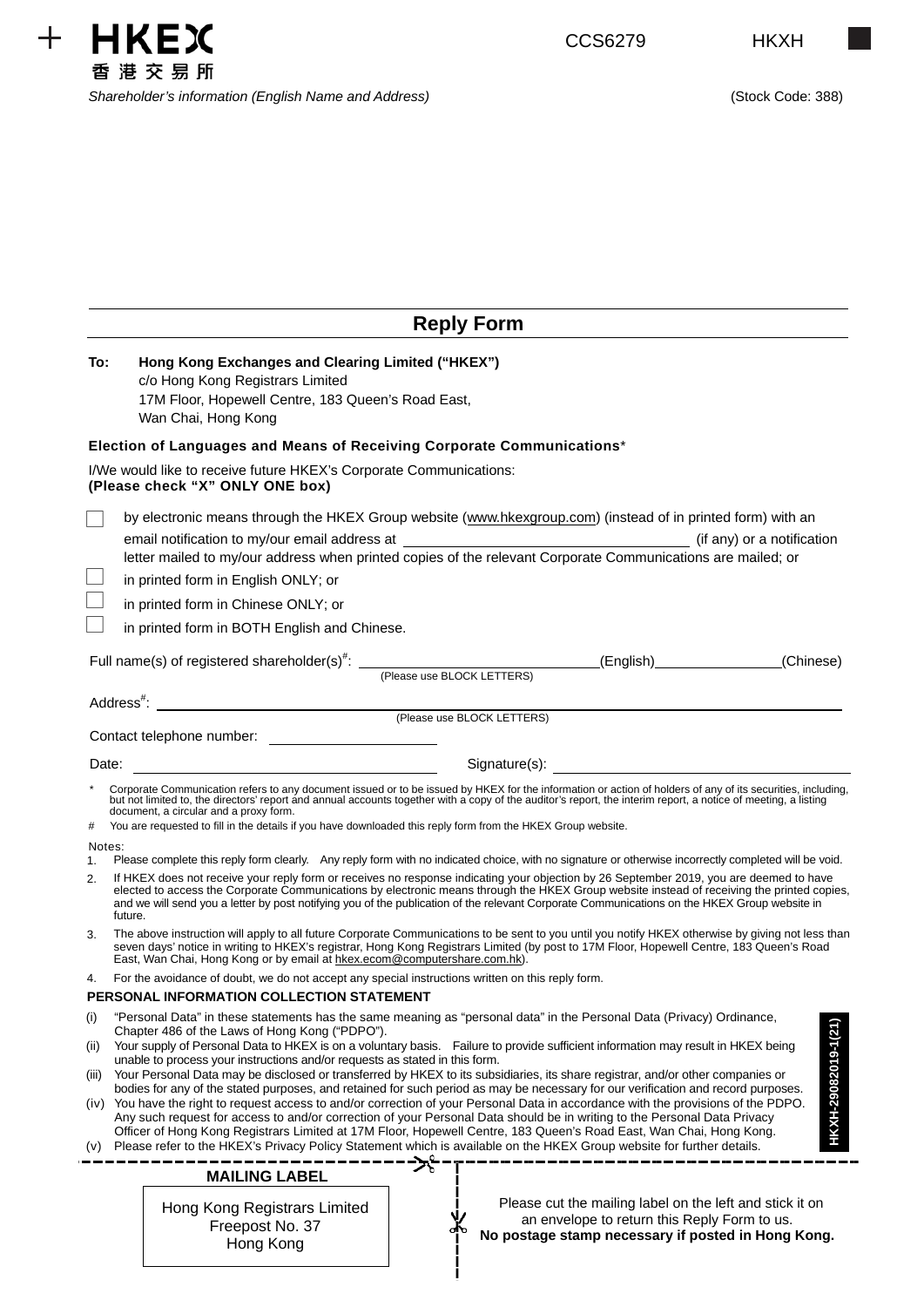HKEX
香港交易所

CCS6279 HKXH

*Shareholder's information (English Name and Address)*

(Stock Code: 388)

## Reply Form

**To:** **Hong Kong Exchanges and Clearing Limited ("HKEX")**
c/o Hong Kong Registrars Limited
17M Floor, Hopewell Centre, 183 Queen's Road East,
Wan Chai, Hong Kong

**Election of Languages and Means of Receiving Corporate Communications***

I/We would like to receive future HKEX's Corporate Communications:
**(Please check "X" ONLY ONE box)**

☐ by electronic means through the HKEX Group website (www.hkexgroup.com) (instead of in printed form) with an email notification to my/our email address at ____________________ (if any) or a notification letter mailed to my/our address when printed copies of the relevant Corporate Communications are mailed; or

☐ in printed form in English ONLY; or

☐ in printed form in Chinese ONLY; or

☐ in printed form in BOTH English and Chinese.

Full name(s) of registered shareholder(s)#: ____________________ (English) ____________________ (Chinese)
(Please use BLOCK LETTERS)

Address#: ________________________________________
(Please use BLOCK LETTERS)

Contact telephone number: ____________________

Date: ____________________ Signature(s): ____________________

\* Corporate Communication refers to any document issued or to be issued by HKEX for the information or action of holders of any of its securities, including, but not limited to, the directors' report and annual accounts together with a copy of the auditor's report, the interim report, a notice of meeting, a listing document, a circular and a proxy form.

\# You are requested to fill in the details if you have downloaded this reply form from the HKEX Group website.

Notes:

1. Please complete this reply form clearly. Any reply form with no indicated choice, with no signature or otherwise incorrectly completed will be void.
2. If HKEX does not receive your reply form or receives no response indicating your objection by 26 September 2019, you are deemed to have elected to access the Corporate Communications by electronic means through the HKEX Group website instead of receiving the printed copies, and we will send you a letter by post notifying you of the publication of the relevant Corporate Communications on the HKEX Group website in future.
3. The above instruction will apply to all future Corporate Communications to be sent to you until you notify HKEX otherwise by giving not less than seven days' notice in writing to HKEX's registrar, Hong Kong Registrars Limited (by post to 17M Floor, Hopewell Centre, 183 Queen's Road East, Wan Chai, Hong Kong or by email at hkex.ecom@computershare.com.hk).
4. For the avoidance of doubt, we do not accept any special instructions written on this reply form.

**PERSONAL INFORMATION COLLECTION STATEMENT**

(i) "Personal Data" in these statements has the same meaning as "personal data" in the Personal Data (Privacy) Ordinance, Chapter 486 of the Laws of Hong Kong ("PDPO").
(ii) Your supply of Personal Data to HKEX is on a voluntary basis. Failure to provide sufficient information may result in HKEX being unable to process your instructions and/or requests as stated in this form.
(iii) Your Personal Data may be disclosed or transferred by HKEX to its subsidiaries, its share registrar, and/or other companies or bodies for any of the stated purposes, and retained for such period as may be necessary for our verification and record purposes.
(iv) You have the right to request access to and/or correction of your Personal Data in accordance with the provisions of the PDPO. Any such request for access to and/or correction of your Personal Data should be in writing to the Personal Data Privacy Officer of Hong Kong Registrars Limited at 17M Floor, Hopewell Centre, 183 Queen's Road East, Wan Chai, Hong Kong.
(v) Please refer to the HKEX's Privacy Policy Statement which is available on the HKEX Group website for further details.

HKXH-29082019-1(21)

**MAILING LABEL**

Hong Kong Registrars Limited
Freepost No. 37
Hong Kong

Please cut the mailing label on the left and stick it on an envelope to return this Reply Form to us.
**No postage stamp necessary if posted in Hong Kong.**